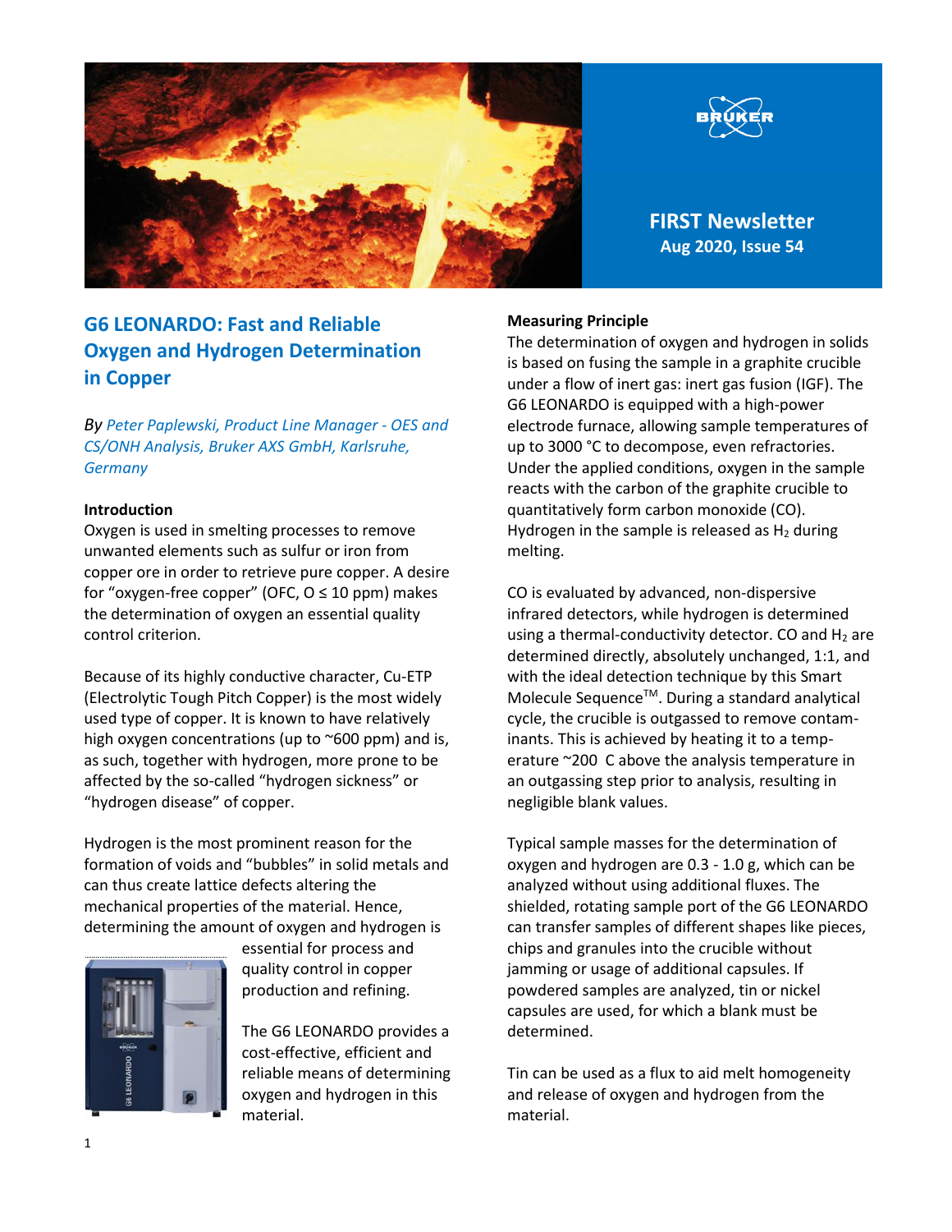FIRST Newsletter
Aug 2020, Issue 54

# G6 LEONARDO: Fast and Reliable Oxygen and Hydrogen Determination in Copper

*By Peter Paplewski, Product Line Manager - OES and CS/ONH Analysis, Bruker AXS GmbH, Karlsruhe, Germany*

**Introduction**

Oxygen is used in smelting processes to remove unwanted elements such as sulfur or iron from copper ore in order to retrieve pure copper. A desire for "oxygen-free copper" (OFC, O ≤ 10 ppm) makes the determination of oxygen an essential quality control criterion.

Because of its highly conductive character, Cu-ETP (Electrolytic Tough Pitch Copper) is the most widely used type of copper. It is known to have relatively high oxygen concentrations (up to ~600 ppm) and is, as such, together with hydrogen, more prone to be affected by the so-called "hydrogen sickness" or "hydrogen disease" of copper.

Hydrogen is the most prominent reason for the formation of voids and "bubbles" in solid metals and can thus create lattice defects altering the mechanical properties of the material. Hence, determining the amount of oxygen and hydrogen is essential for process and quality control in copper production and refining.

The G6 LEONARDO provides a cost-effective, efficient and reliable means of determining oxygen and hydrogen in this material.

**Measuring Principle**

The determination of oxygen and hydrogen in solids is based on fusing the sample in a graphite crucible under a flow of inert gas: inert gas fusion (IGF). The G6 LEONARDO is equipped with a high-power electrode furnace, allowing sample temperatures of up to 3000 °C to decompose, even refractories. Under the applied conditions, oxygen in the sample reacts with the carbon of the graphite crucible to quantitatively form carbon monoxide (CO). Hydrogen in the sample is released as $H_2$ during melting.

CO is evaluated by advanced, non-dispersive infrared detectors, while hydrogen is determined using a thermal-conductivity detector. CO and $H_2$ are determined directly, absolutely unchanged, 1:1, and with the ideal detection technique by this Smart Molecule Sequence™. During a standard analytical cycle, the crucible is outgassed to remove contaminants. This is achieved by heating it to a temperature ~200 C above the analysis temperature in an outgassing step prior to analysis, resulting in negligible blank values.

Typical sample masses for the determination of oxygen and hydrogen are 0.3 - 1.0 g, which can be analyzed without using additional fluxes. The shielded, rotating sample port of the G6 LEONARDO can transfer samples of different shapes like pieces, chips and granules into the crucible without jamming or usage of additional capsules. If powdered samples are analyzed, tin or nickel capsules are used, for which a blank must be determined.

Tin can be used as a flux to aid melt homogeneity and release of oxygen and hydrogen from the material.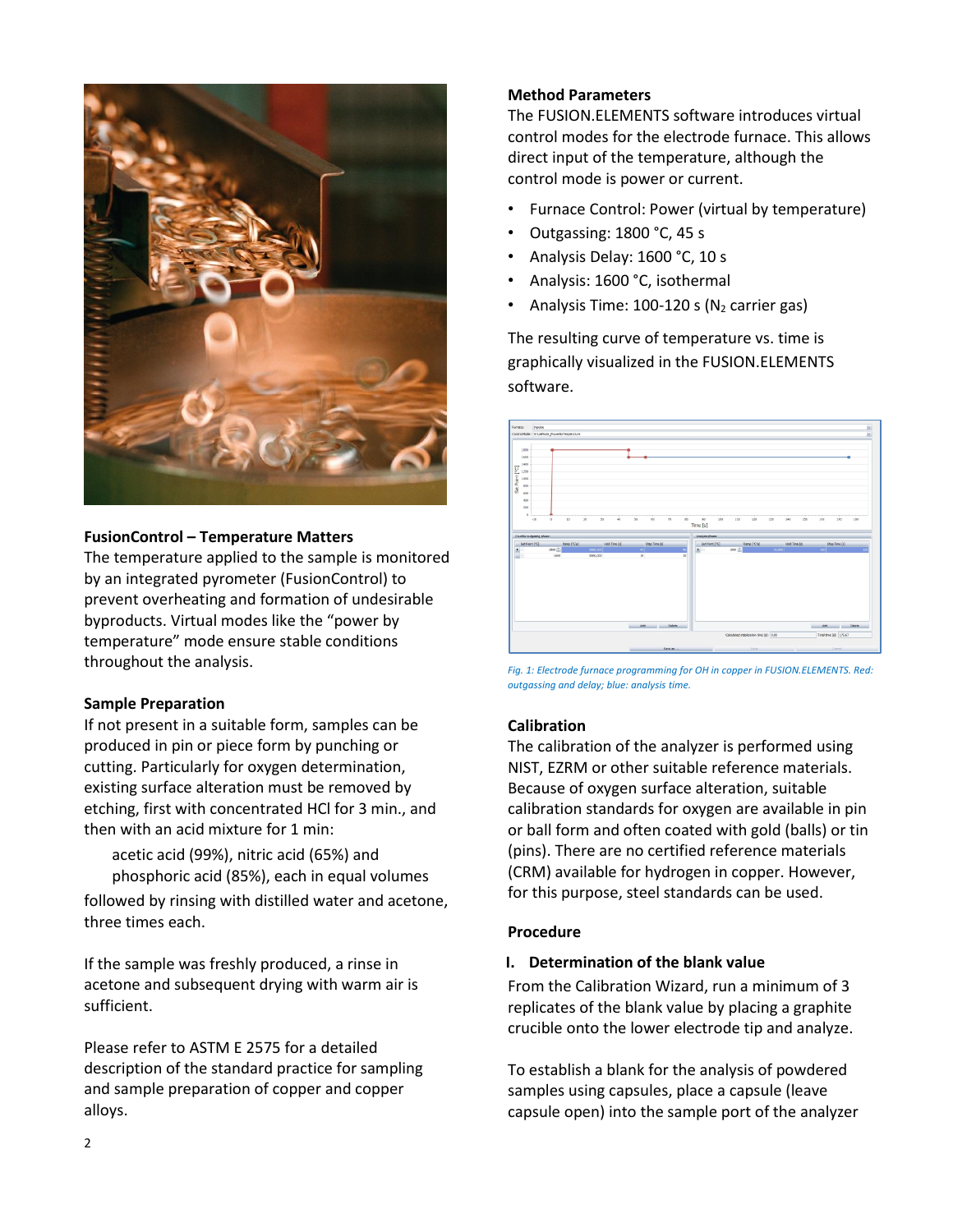## FusionControl – Temperature Matters

The temperature applied to the sample is monitored by an integrated pyrometer (FusionControl) to prevent overheating and formation of undesirable byproducts. Virtual modes like the "power by temperature" mode ensure stable conditions throughout the analysis.

## Sample Preparation

If not present in a suitable form, samples can be produced in pin or piece form by punching or cutting. Particularly for oxygen determination, existing surface alteration must be removed by etching, first with concentrated HCl for 3 min., and then with an acid mixture for 1 min:

> acetic acid (99%), nitric acid (65%) and phosphoric acid (85%), each in equal volumes

followed by rinsing with distilled water and acetone, three times each.

If the sample was freshly produced, a rinse in acetone and subsequent drying with warm air is sufficient.

Please refer to ASTM E 2575 for a detailed description of the standard practice for sampling and sample preparation of copper and copper alloys.

## Method Parameters

The FUSION.ELEMENTS software introduces virtual control modes for the electrode furnace. This allows direct input of the temperature, although the control mode is power or current.

- Furnace Control: Power (virtual by temperature)
- Outgassing: 1800 °C, 45 s
- Analysis Delay: 1600 °C, 10 s
- Analysis: 1600 °C, isothermal
- Analysis Time: 100-120 s ($N_2$ carrier gas)

The resulting curve of temperature vs. time is graphically visualized in the FUSION.ELEMENTS software.

*Fig. 1: Electrode furnace programming for OH in copper in FUSION.ELEMENTS. Red: outgassing and delay; blue: analysis time.*

## Calibration

The calibration of the analyzer is performed using NIST, EZRM or other suitable reference materials. Because of oxygen surface alteration, suitable calibration standards for oxygen are available in pin or ball form and often coated with gold (balls) or tin (pins). There are no certified reference materials (CRM) available for hydrogen in copper. However, for this purpose, steel standards can be used.

## Procedure

### I. Determination of the blank value

From the Calibration Wizard, run a minimum of 3 replicates of the blank value by placing a graphite crucible onto the lower electrode tip and analyze.

To establish a blank for the analysis of powdered samples using capsules, place a capsule (leave capsule open) into the sample port of the analyzer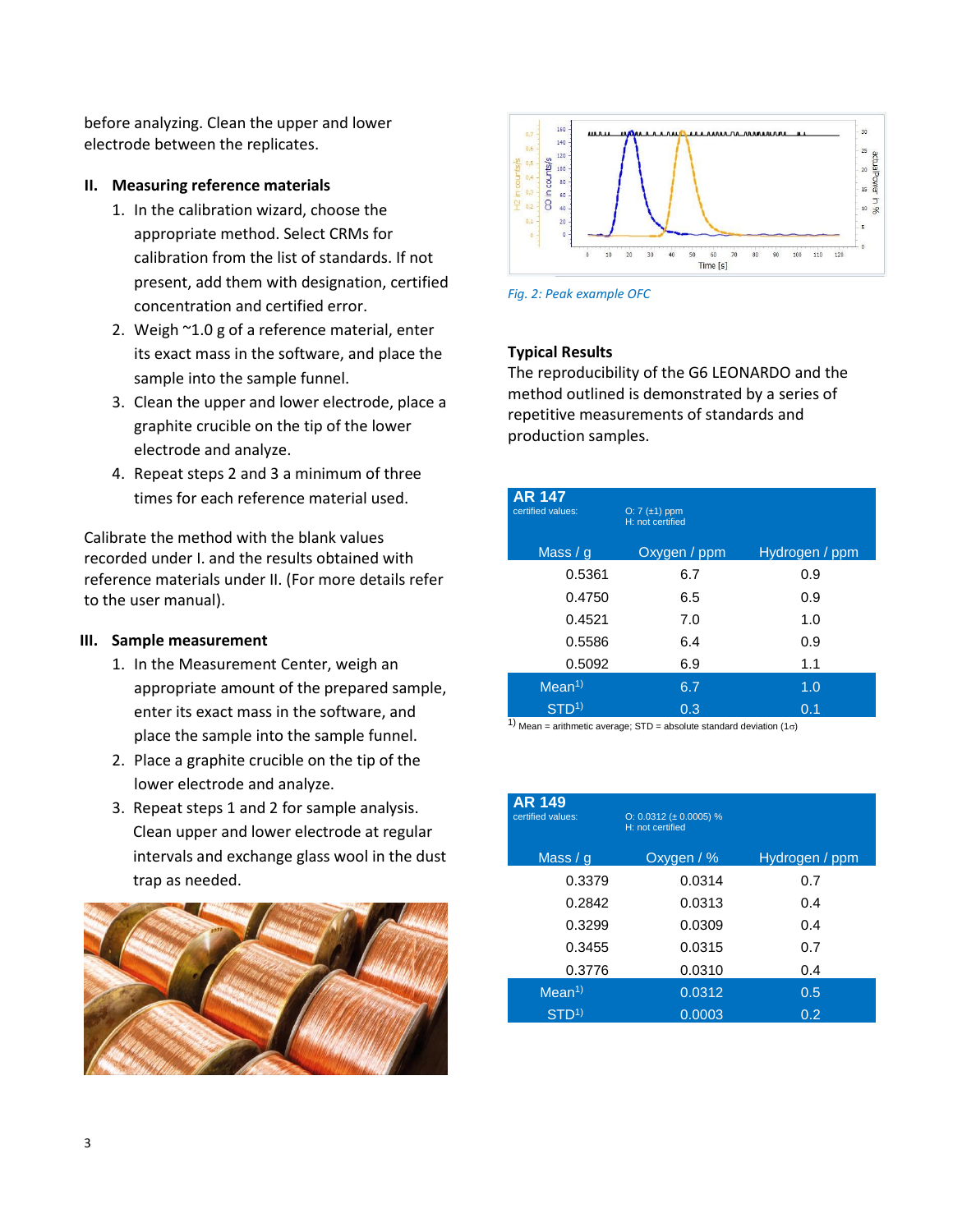before analyzing. Clean the upper and lower electrode between the replicates.

## II. Measuring reference materials

1. In the calibration wizard, choose the appropriate method. Select CRMs for calibration from the list of standards. If not present, add them with designation, certified concentration and certified error.
2. Weigh ~1.0 g of a reference material, enter its exact mass in the software, and place the sample into the sample funnel.
3. Clean the upper and lower electrode, place a graphite crucible on the tip of the lower electrode and analyze.
4. Repeat steps 2 and 3 a minimum of three times for each reference material used.

Calibrate the method with the blank values recorded under I. and the results obtained with reference materials under II. (For more details refer to the user manual).

## III. Sample measurement

1. In the Measurement Center, weigh an appropriate amount of the prepared sample, enter its exact mass in the software, and place the sample into the sample funnel.
2. Place a graphite crucible on the tip of the lower electrode and analyze.
3. Repeat steps 1 and 2 for sample analysis. Clean upper and lower electrode at regular intervals and exchange glass wool in the dust trap as needed.

*Fig. 2: Peak example OFC*

## Typical Results

The reproducibility of the G6 LEONARDO and the method outlined is demonstrated by a series of repetitive measurements of standards and production samples.

**AR 147** — certified values: O: 7 (±1) ppm; H: not certified

| Mass / g | Oxygen / ppm | Hydrogen / ppm |
|---|---|---|
| 0.5361 | 6.7 | 0.9 |
| 0.4750 | 6.5 | 0.9 |
| 0.4521 | 7.0 | 1.0 |
| 0.5586 | 6.4 | 0.9 |
| 0.5092 | 6.9 | 1.1 |
| Mean[1] | 6.7 | 1.0 |
| STD[1] | 0.3 | 0.1 |

[1] Mean = arithmetic average; STD = absolute standard deviation (1σ)

**AR 149** — certified values: O: 0.0312 (± 0.0005) %; H: not certified

| Mass / g | Oxygen / % | Hydrogen / ppm |
|---|---|---|
| 0.3379 | 0.0314 | 0.7 |
| 0.2842 | 0.0313 | 0.4 |
| 0.3299 | 0.0309 | 0.4 |
| 0.3455 | 0.0315 | 0.7 |
| 0.3776 | 0.0310 | 0.4 |
| Mean[1] | 0.0312 | 0.5 |
| STD[1] | 0.0003 | 0.2 |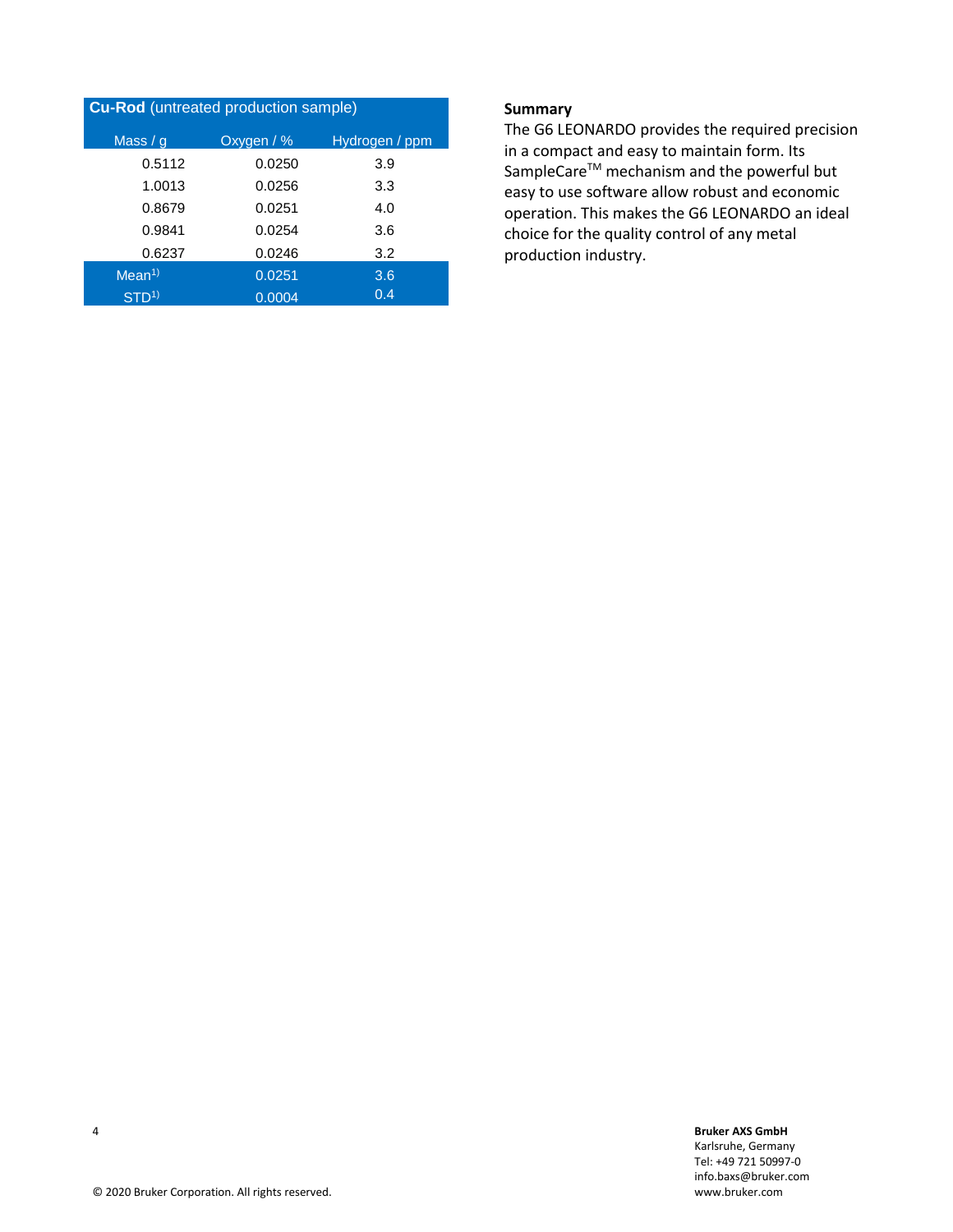| **Cu-Rod** (untreated production sample) | | |
|---|---|---|
| Mass / g | Oxygen / % | Hydrogen / ppm |
| 0.5112 | 0.0250 | 3.9 |
| 1.0013 | 0.0256 | 3.3 |
| 0.8679 | 0.0251 | 4.0 |
| 0.9841 | 0.0254 | 3.6 |
| 0.6237 | 0.0246 | 3.2 |
| Mean[1)] | 0.0251 | 3.6 |
| STD[1)] | 0.0004 | 0.4 |

**Summary**

The G6 LEONARDO provides the required precision in a compact and easy to maintain form. Its SampleCare™ mechanism and the powerful but easy to use software allow robust and economic operation. This makes the G6 LEONARDO an ideal choice for the quality control of any metal production industry.

© 2020 Bruker Corporation. All rights reserved.

**Bruker AXS GmbH**
Karlsruhe, Germany
Tel: +49 721 50997-0
info.baxs@bruker.com
www.bruker.com